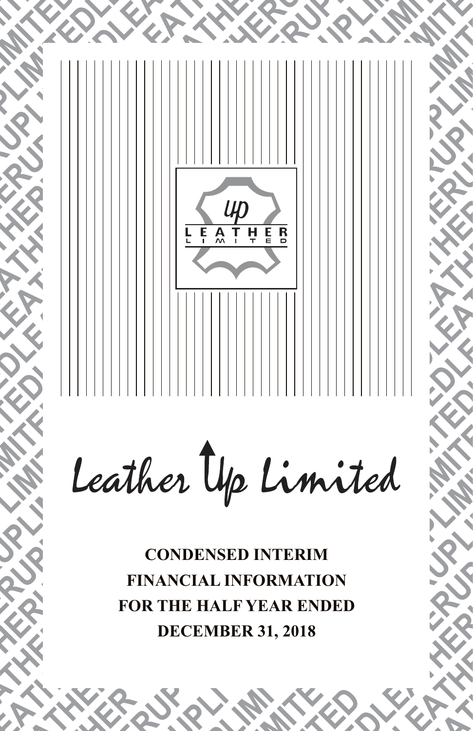# Leather Up Limited

**CONDENSED INTERIM FINANCIAL INFORMATION FOR THE HALF YEAR ENDED DECEMBER 31, 2018**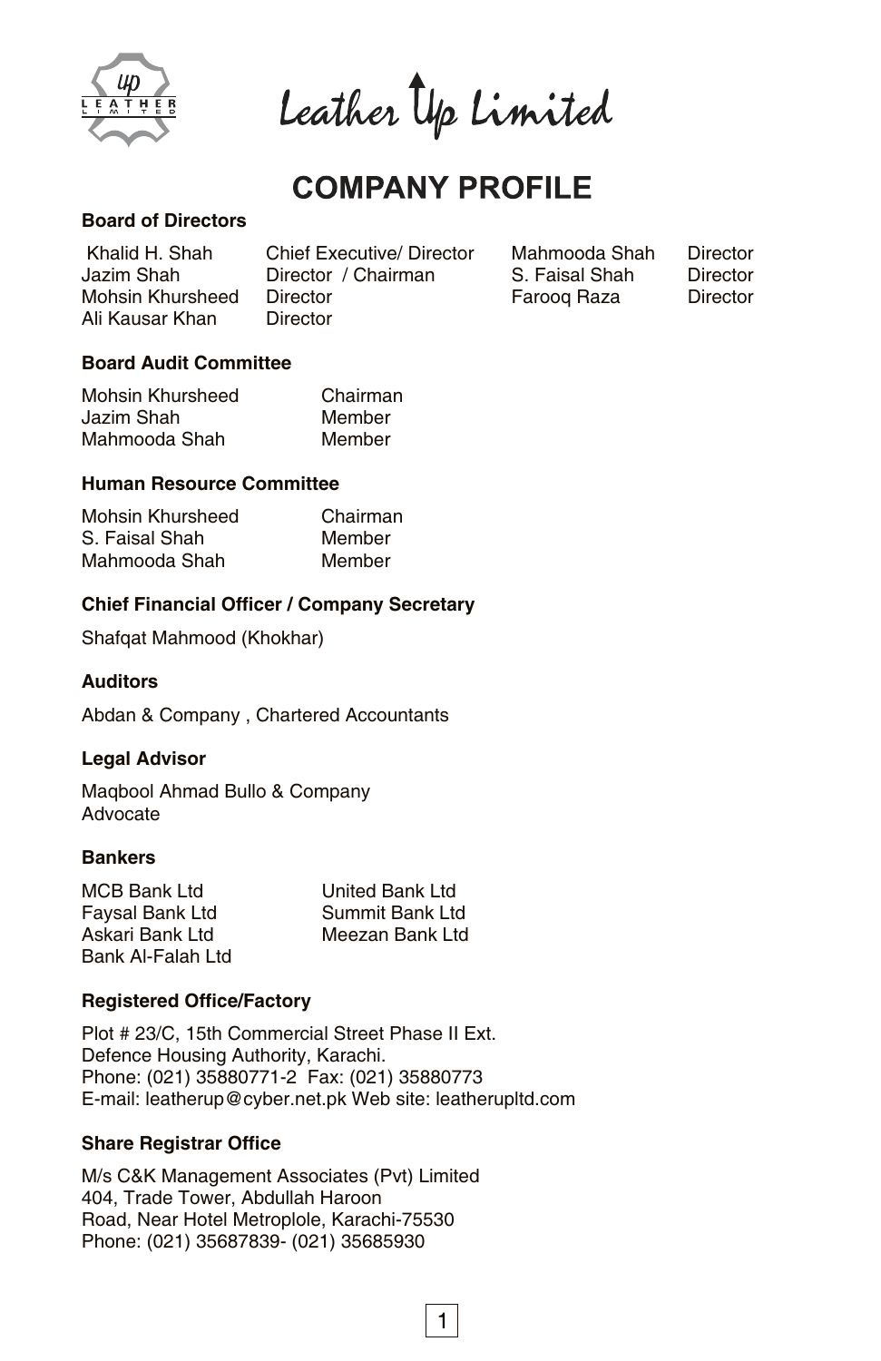# Leather Up Limited

## COMPANY PROFILE

### Board of Directors

| | |
|---|---|
| Khalid H. Shah | Chief Executive/ Director |
| Jazim Shah | Director / Chairman |
| Mohsin Khursheed | Director |
| Ali Kausar Khan | Director |
| Mahmooda Shah | Director |
| S. Faisal Shah | Director |
| Farooq Raza | Director |

### Board Audit Committee

| | |
|---|---|
| Mohsin Khursheed | Chairman |
| Jazim Shah | Member |
| Mahmooda Shah | Member |

### Human Resource Committee

| | |
|---|---|
| Mohsin Khursheed | Chairman |
| S. Faisal Shah | Member |
| Mahmooda Shah | Member |

### Chief Financial Officer / Company Secretary

Shafqat Mahmood (Khokhar)

### Auditors

Abdan & Company , Chartered Accountants

### Legal Advisor

Maqbool Ahmad Bullo & Company
Advocate

### Bankers

MCB Bank Ltd
Faysal Bank Ltd
Askari Bank Ltd
Bank Al-Falah Ltd
United Bank Ltd
Summit Bank Ltd
Meezan Bank Ltd

### Registered Office/Factory

Plot # 23/C, 15th Commercial Street Phase II Ext.
Defence Housing Authority, Karachi.
Phone: (021) 35880771-2 Fax: (021) 35880773
E-mail: leatherup@cyber.net.pk Web site: leatherupltd.com

### Share Registrar Office

M/s C&K Management Associates (Pvt) Limited
404, Trade Tower, Abdullah Haroon
Road, Near Hotel Metroplole, Karachi-75530
Phone: (021) 35687839- (021) 35685930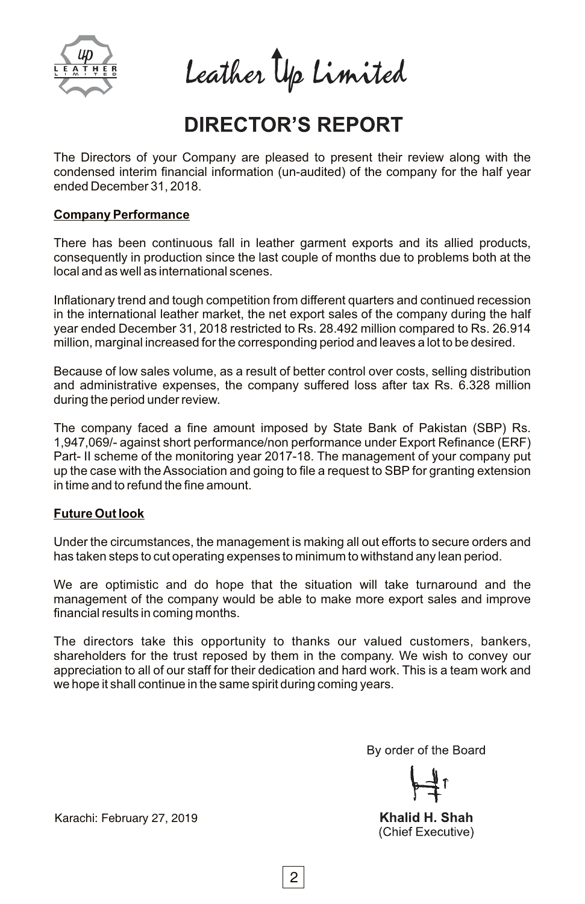# Leather Up Limited

## DIRECTOR'S REPORT

The Directors of your Company are pleased to present their review along with the condensed interim financial information (un-audited) of the company for the half year ended December 31, 2018.

**Company Performance**

There has been continuous fall in leather garment exports and its allied products, consequently in production since the last couple of months due to problems both at the local and as well as international scenes.

Inflationary trend and tough competition from different quarters and continued recession in the international leather market, the net export sales of the company during the half year ended December 31, 2018 restricted to Rs. 28.492 million compared to Rs. 26.914 million, marginal increased for the corresponding period and leaves a lot to be desired.

Because of low sales volume, as a result of better control over costs, selling distribution and administrative expenses, the company suffered loss after tax Rs. 6.328 million during the period under review.

The company faced a fine amount imposed by State Bank of Pakistan (SBP) Rs. 1,947,069/- against short performance/non performance under Export Refinance (ERF) Part- II scheme of the monitoring year 2017-18. The management of your company put up the case with the Association and going to file a request to SBP for granting extension in time and to refund the fine amount.

**Future Out look**

Under the circumstances, the management is making all out efforts to secure orders and has taken steps to cut operating expenses to minimum to withstand any lean period.

We are optimistic and do hope that the situation will take turnaround and the management of the company would be able to make more export sales and improve financial results in coming months.

The directors take this opportunity to thanks our valued customers, bankers, shareholders for the trust reposed by them in the company. We wish to convey our appreciation to all of our staff for their dedication and hard work. This is a team work and we hope it shall continue in the same spirit during coming years.

By order of the Board

**Khalid H. Shah**
(Chief Executive)

Karachi: February 27, 2019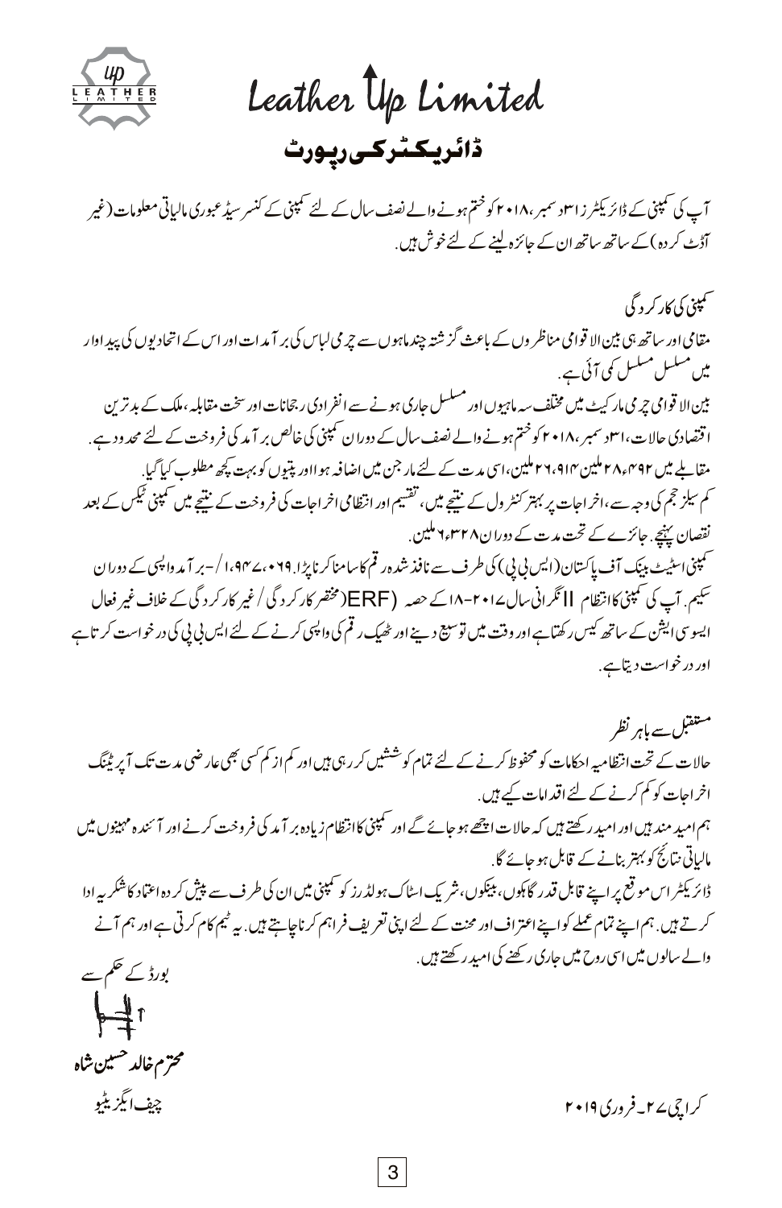# Leather Up Limited

## ڈائریکٹر کی رپورٹ

آپ کی کمپنی کے ڈائریکٹرز ۳۱ دسمبر، ۲۰۱۸ کو ختم ہونے والے نصف سال کے لئے کمپنی کے کنسرسیڈ عبوری مالیاتی معلومات (غیر آڈٹ کردہ) کے ساتھ ساتھ ان کے جائزہ لینے کے لئے خوش ہیں.

### کمپنی کی کارکردگی

مقامی اور ساتھ ہی بین الاقوامی مناظروں کے باعث گزشتہ چند ماہوں سے چرمی لباس کی برآمدات اور اس کے اتحادیوں کی پیداوار میں مسلسل مسلسل کمی آئی ہے.

بین الاقوامی چرمی مارکیٹ میں مختلف سہ ماہیوں اور مسلسل جاری ہونے سے انفرادی رجحانات اور سخت مقابلہ، ملک کے بدترین اقتصادی حالات، ۳۱ دسمبر، ۲۰۱۸ کو ختم ہونے والے نصف سال کے دوران کمپنی کی خالص برآمد کی فروخت کے لئے محدود ہے. مقابلے میں ۲۸.۴۹۲ ملین ۲۶.۹۱۴ ملین، اسی مدت کے لئے مارجن میں اضافہ ہوا اور پتیوں کو بہت کچھ مطلوب کیا گیا.

کم سیلز حجم کی وجہ سے، اخراجات پر بہتر کنٹرول کے نتیجے میں، تقسیم اور انتظامی اخراجات کی فروخت کے نتیجے میں کمپنی ٹیکس کے بعد نقصان پہنچے. جائزے کے تحت مدت کے دوران ۶.۳۲۸ ملین.

کمپنی اسٹیٹ بینک آف پاکستان (ایس بی پی) کی طرف سے نافذ شدہ رقم کا سامنا کرنا پڑا. ۱,۹۴۷,۰۶۹/- برآمد واپسی کے دوران سکیم. آپ کی کمپنی کا انتظام II نگرانی سال ۲۰۱۷-۱۸ کے حصہ (ERF (مختصر کارکردگی / غیر کارکردگی کے خلاف غیر فعال ایسوسی ایشن کے ساتھ کیس رکھتا ہے اور وقت میں توسیع دینے اور ٹھیک رقم کی واپسی کرنے کے لئے ایس بی پی کی درخواست کرتا ہے اور درخواست دیتا ہے.

### مستقبل سے باہر نظر

حالات کے تحت انتظامیہ احکامات کو محفوظ کرنے کے لئے تمام کوششیں کر رہی ہیں اور کم از کم کسی بھی عارضی مدت تک آپریٹنگ اخراجات کو کم کرنے کے لئے اقدامات کیے ہیں.

ہم امید مند ہیں اور امید رکھتے ہیں کہ حالات اچھے ہو جائے گے اور کمپنی کا انتظام زیادہ برآمد کی فروخت کرنے اور آئندہ مہینوں میں مالیاتی نتائج کو بہتر بنانے کے قابل ہو جائے گا.

ڈائریکٹر اس موقع پر اپنے قابل قدر گاہکوں، بینکوں، شریک اسٹاک ہولڈرز کو کمپنی میں ان کی طرف سے پیش کردہ اعتماد کا شکریہ ادا کرتے ہیں. ہم اپنے تمام عملے کو اپنے اعتراف اور محنت کے لئے اپنی تعریف فراہم کرنا چاہتے ہیں. یہ ٹیم کام کرتی ہے اور ہم آنے والے سالوں میں اسی روح میں جاری رکھنے کی امید رکھتے ہیں.

بورڈ کے حکم سے

محترم خالد حسین شاہ

چیف ایگزیکیٹو

کراچی ۲۷ - فروری ۲۰۱۹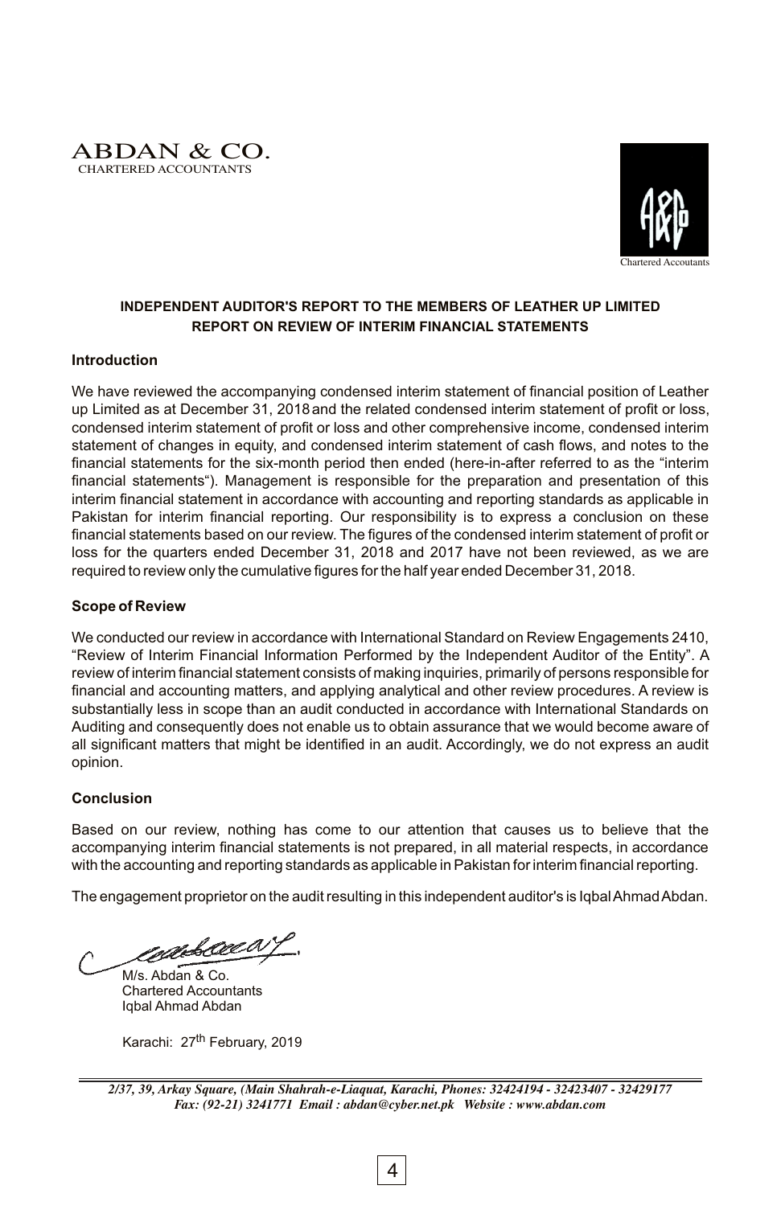ABDAN & CO.
CHARTERED ACCOUNTANTS

Chartered Accountants

## INDEPENDENT AUDITOR'S REPORT TO THE MEMBERS OF LEATHER UP LIMITED REPORT ON REVIEW OF INTERIM FINANCIAL STATEMENTS

### Introduction

We have reviewed the accompanying condensed interim statement of financial position of Leather up Limited as at December 31, 2018 and the related condensed interim statement of profit or loss, condensed interim statement of profit or loss and other comprehensive income, condensed interim statement of changes in equity, and condensed interim statement of cash flows, and notes to the financial statements for the six-month period then ended (here-in-after referred to as the "interim financial statements"). Management is responsible for the preparation and presentation of this interim financial statement in accordance with accounting and reporting standards as applicable in Pakistan for interim financial reporting. Our responsibility is to express a conclusion on these financial statements based on our review. The figures of the condensed interim statement of profit or loss for the quarters ended December 31, 2018 and 2017 have not been reviewed, as we are required to review only the cumulative figures for the half year ended December 31, 2018.

### Scope of Review

We conducted our review in accordance with International Standard on Review Engagements 2410, "Review of Interim Financial Information Performed by the Independent Auditor of the Entity". A review of interim financial statement consists of making inquiries, primarily of persons responsible for financial and accounting matters, and applying analytical and other review procedures. A review is substantially less in scope than an audit conducted in accordance with International Standards on Auditing and consequently does not enable us to obtain assurance that we would become aware of all significant matters that might be identified in an audit. Accordingly, we do not express an audit opinion.

### Conclusion

Based on our review, nothing has come to our attention that causes us to believe that the accompanying interim financial statements is not prepared, in all material respects, in accordance with the accounting and reporting standards as applicable in Pakistan for interim financial reporting.

The engagement proprietor on the audit resulting in this independent auditor's is Iqbal Ahmad Abdan.

M/s. Abdan & Co.
Chartered Accountants
Iqbal Ahmad Abdan

Karachi: 27th February, 2019

*2/37, 39, Arkay Square, (Main Shahrah-e-Liaquat, Karachi, Phones: 32424194 - 32423407 - 32429177*
*Fax: (92-21) 3241771 Email : abdan@cyber.net.pk Website : www.abdan.com*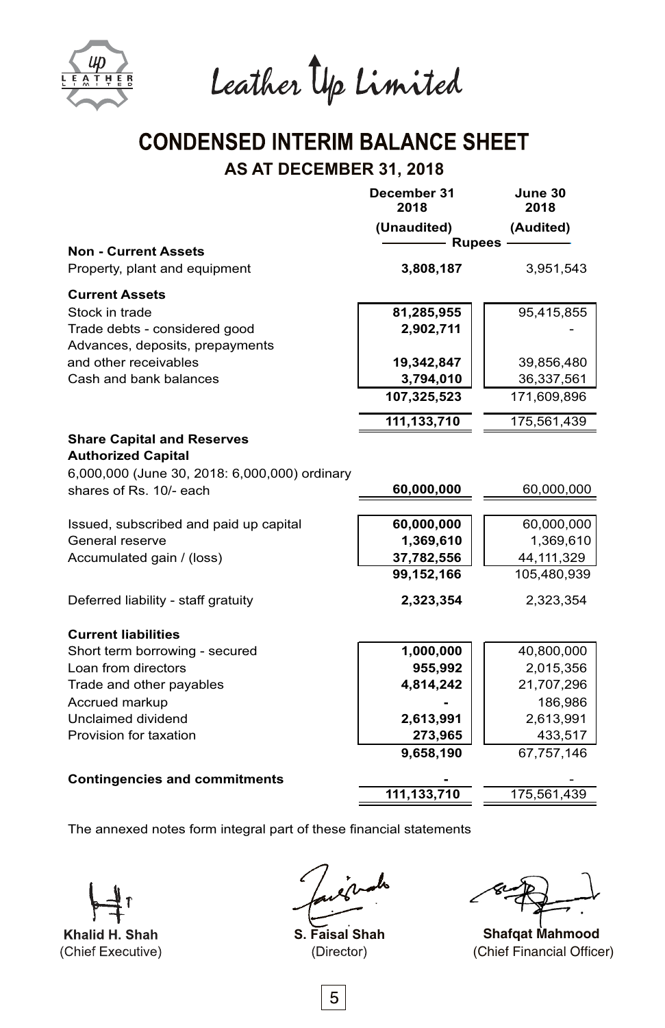# Leather Up Limited

## CONDENSED INTERIM BALANCE SHEET

### AS AT DECEMBER 31, 2018

| | December 31 2018 (Unaudited) | June 30 2018 (Audited) |
|---|---|---|
| | Rupees | |
| **Non - Current Assets** | | |
| Property, plant and equipment | **3,808,187** | 3,951,543 |
| **Current Assets** | | |
| Stock in trade | **81,285,955** | 95,415,855 |
| Trade debts - considered good | **2,902,711** | - |
| Advances, deposits, prepayments and other receivables | **19,342,847** | 39,856,480 |
| Cash and bank balances | **3,794,010** | 36,337,561 |
| | **107,325,523** | 171,609,896 |
| | **111,133,710** | 175,561,439 |
| **Share Capital and Reserves** | | |
| **Authorized Capital** | | |
| 6,000,000 (June 30, 2018: 6,000,000) ordinary shares of Rs. 10/- each | **60,000,000** | 60,000,000 |
| Issued, subscribed and paid up capital | **60,000,000** | 60,000,000 |
| General reserve | **1,369,610** | 1,369,610 |
| Accumulated gain / (loss) | **37,782,556** | 44,111,329 |
| | **99,152,166** | 105,480,939 |
| Deferred liability - staff gratuity | **2,323,354** | 2,323,354 |
| **Current liabilities** | | |
| Short term borrowing - secured | **1,000,000** | 40,800,000 |
| Loan from directors | **955,992** | 2,015,356 |
| Trade and other payables | **4,814,242** | 21,707,296 |
| Accrued markup | **-** | 186,986 |
| Unclaimed dividend | **2,613,991** | 2,613,991 |
| Provision for taxation | **273,965** | 433,517 |
| | **9,658,190** | 67,757,146 |
| **Contingencies and commitments** | **-** | - |
| | **111,133,710** | 175,561,439 |

The annexed notes form integral part of these financial statements

| **Khalid H. Shah** | **S. Faisal Shah** | **Shafqat Mahmood** |
|---|---|---|
| (Chief Executive) | (Director) | (Chief Financial Officer) |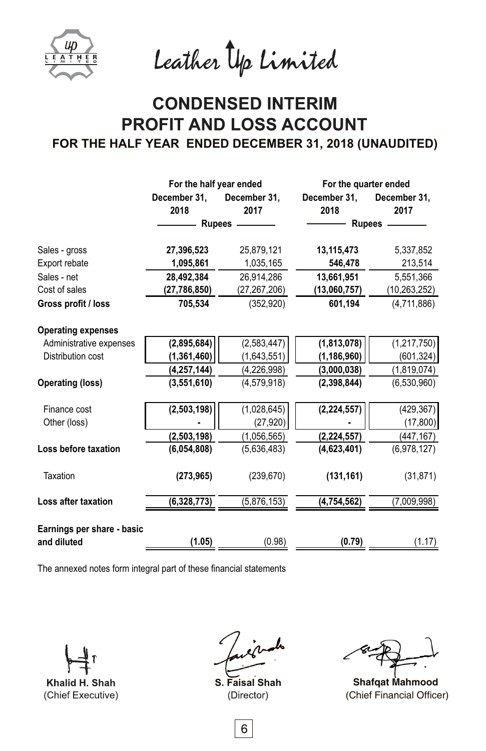# Leather Up Limited

## CONDENSED INTERIM PROFIT AND LOSS ACCOUNT

### FOR THE HALF YEAR ENDED DECEMBER 31, 2018 (UNAUDITED)

| | For the half year ended | | For the quarter ended | |
|---|---|---|---|---|
| | December 31, 2018 | December 31, 2017 | December 31, 2018 | December 31, 2017 |
| | Rupees | | Rupees | |
| Sales - gross | **27,396,523** | 25,879,121 | **13,115,473** | 5,337,852 |
| Export rebate | **1,095,861** | 1,035,165 | **546,478** | 213,514 |
| Sales - net | **28,492,384** | 26,914,286 | **13,661,951** | 5,551,366 |
| Cost of sales | **(27,786,850)** | (27,267,206) | **(13,060,757)** | (10,263,252) |
| **Gross profit / loss** | **705,534** | (352,920) | **601,194** | (4,711,886) |
| **Operating expenses** | | | | |
| Administrative expenses | **(2,895,684)** | (2,583,447) | **(1,813,078)** | (1,217,750) |
| Distribution cost | **(1,361,460)** | (1,643,551) | **(1,186,960)** | (601,324) |
| | **(4,257,144)** | (4,226,998) | **(3,000,038)** | (1,819,074) |
| **Operating (loss)** | **(3,551,610)** | (4,579,918) | **(2,398,844)** | (6,530,960) |
| Finance cost | **(2,503,198)** | (1,028,645) | **(2,224,557)** | (429,367) |
| Other (loss) | **-** | (27,920) | **-** | (17,800) |
| | **(2,503,198)** | (1,056,565) | **(2,224,557)** | (447,167) |
| **Loss before taxation** | **(6,054,808)** | (5,636,483) | **(4,623,401)** | (6,978,127) |
| Taxation | **(273,965)** | (239,670) | **(131,161)** | (31,871) |
| **Loss after taxation** | **(6,328,773)** | (5,876,153) | **(4,754,562)** | (7,009,998) |
| **Earnings per share - basic and diluted** | **(1.05)** | (0.98) | **(0.79)** | (1.17) |

The annexed notes form integral part of these financial statements

| **Khalid H. Shah** | **S. Faisal Shah** | **Shafqat Mahmood** |
|---|---|---|
| (Chief Executive) | (Director) | (Chief Financial Officer) |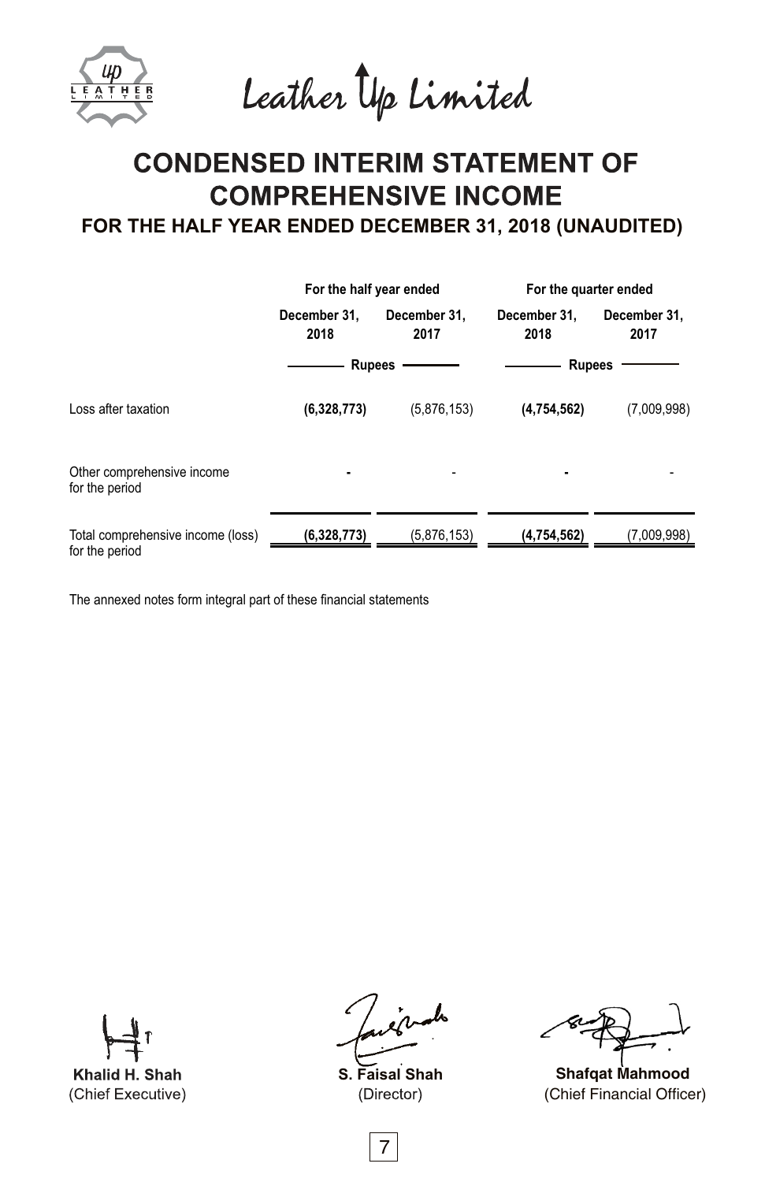Leather Up Limited

# CONDENSED INTERIM STATEMENT OF COMPREHENSIVE INCOME

## FOR THE HALF YEAR ENDED DECEMBER 31, 2018 (UNAUDITED)

| | For the half year ended | | For the quarter ended | |
|---|---|---|---|---|
| | December 31, 2018 | December 31, 2017 | December 31, 2018 | December 31, 2017 |
| | Rupees | | Rupees | |
| Loss after taxation | **(6,328,773)** | (5,876,153) | **(4,754,562)** | (7,009,998) |
| Other comprehensive income for the period | **-** | - | **-** | - |
| Total comprehensive income (loss) for the period | **(6,328,773)** | (5,876,153) | **(4,754,562)** | (7,009,998) |

The annexed notes form integral part of these financial statements

**Khalid H. Shah**
(Chief Executive)

**S. Faisal Shah**
(Director)

**Shafqat Mahmood**
(Chief Financial Officer)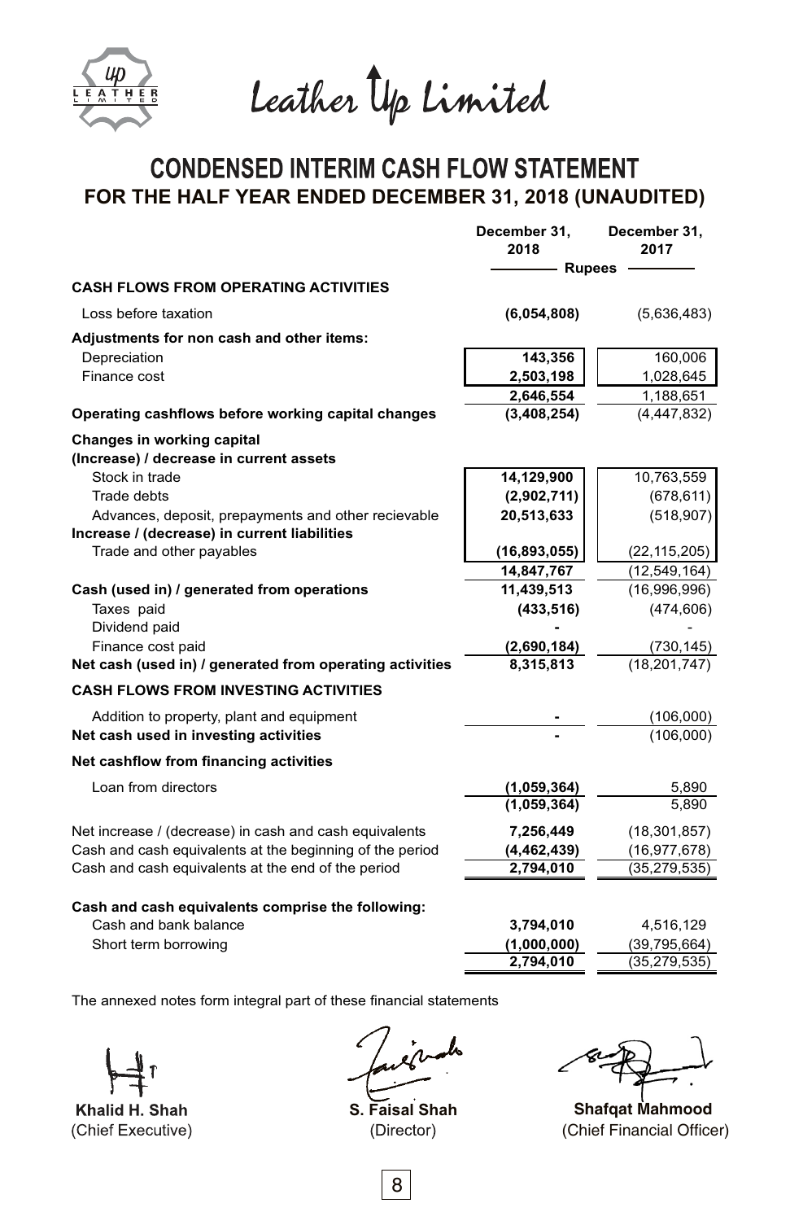# Leather Up Limited

## CONDENSED INTERIM CASH FLOW STATEMENT
### FOR THE HALF YEAR ENDED DECEMBER 31, 2018 (UNAUDITED)

| | December 31, 2018 | December 31, 2017 |
|---|---|---|
| | Rupees | |
| **CASH FLOWS FROM OPERATING ACTIVITIES** | | |
| Loss before taxation | **(6,054,808)** | (5,636,483) |
| **Adjustments for non cash and other items:** | | |
| Depreciation | **143,356** | 160,006 |
| Finance cost | **2,503,198** | 1,028,645 |
| | **2,646,554** | 1,188,651 |
| **Operating cashflows before working capital changes** | **(3,408,254)** | (4,447,832) |
| **Changes in working capital** | | |
| **(Increase) / decrease in current assets** | | |
| Stock in trade | **14,129,900** | 10,763,559 |
| Trade debts | **(2,902,711)** | (678,611) |
| Advances, deposit, prepayments and other recievable | **20,513,633** | (518,907) |
| **Increase / (decrease) in current liabilities** | | |
| Trade and other payables | **(16,893,055)** | (22,115,205) |
| | **14,847,767** | (12,549,164) |
| **Cash (used in) / generated from operations** | **11,439,513** | (16,996,996) |
| Taxes paid | **(433,516)** | (474,606) |
| Dividend paid | **-** | - |
| Finance cost paid | **(2,690,184)** | (730,145) |
| **Net cash (used in) / generated from operating activities** | **8,315,813** | (18,201,747) |
| **CASH FLOWS FROM INVESTING ACTIVITIES** | | |
| Addition to property, plant and equipment | **-** | (106,000) |
| **Net cash used in investing activities** | **-** | (106,000) |
| **Net cashflow from financing activities** | | |
| Loan from directors | **(1,059,364)** | 5,890 |
| | **(1,059,364)** | 5,890 |
| Net increase / (decrease) in cash and cash equivalents | **7,256,449** | (18,301,857) |
| Cash and cash equivalents at the beginning of the period | **(4,462,439)** | (16,977,678) |
| Cash and cash equivalents at the end of the period | **2,794,010** | (35,279,535) |
| **Cash and cash equivalents comprise the following:** | | |
| Cash and bank balance | **3,794,010** | 4,516,129 |
| Short term borrowing | **(1,000,000)** | (39,795,664) |
| | **2,794,010** | (35,279,535) |

The annexed notes form integral part of these financial statements

| **Khalid H. Shah** | **S. Faisal Shah** | **Shafqat Mahmood** |
|---|---|---|
| (Chief Executive) | (Director) | (Chief Financial Officer) |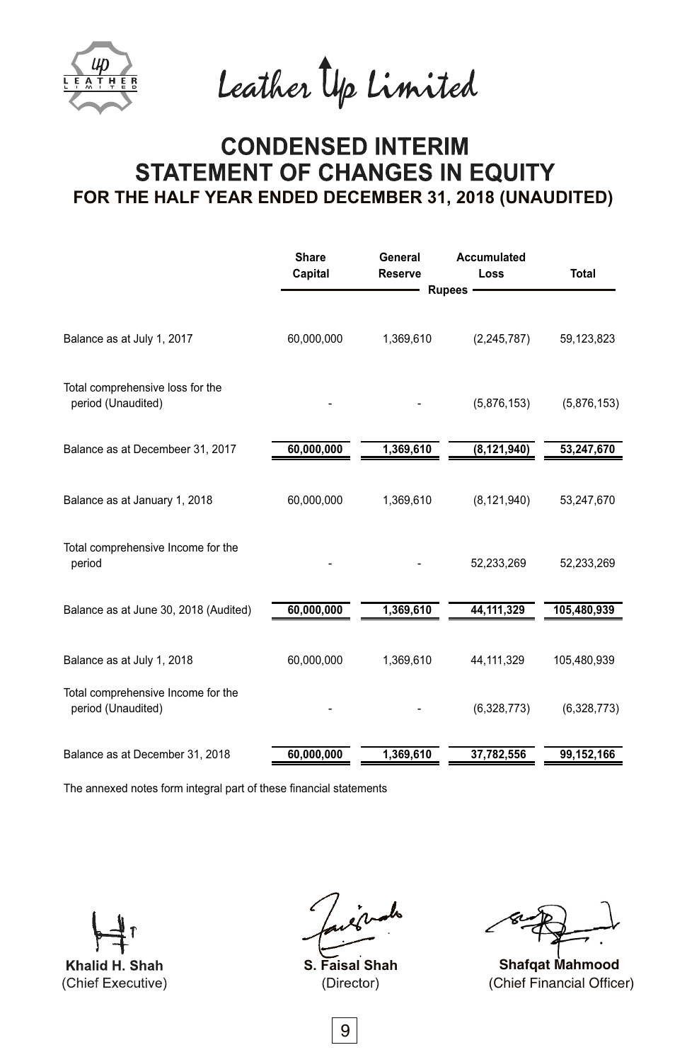Leather Up Limited

# CONDENSED INTERIM STATEMENT OF CHANGES IN EQUITY

## FOR THE HALF YEAR ENDED DECEMBER 31, 2018 (UNAUDITED)

| | Share Capital | General Reserve | Accumulated Loss | Total |
|---|---|---|---|---|
| | Rupees | | | |
| Balance as at July 1, 2017 | 60,000,000 | 1,369,610 | (2,245,787) | 59,123,823 |
| Total comprehensive loss for the period (Unaudited) | - | - | (5,876,153) | (5,876,153) |
| Balance as at Decembeer 31, 2017 | **60,000,000** | **1,369,610** | **(8,121,940)** | **53,247,670** |
| Balance as at January 1, 2018 | 60,000,000 | 1,369,610 | (8,121,940) | 53,247,670 |
| Total comprehensive Income for the period | - | - | 52,233,269 | 52,233,269 |
| Balance as at June 30, 2018 (Audited) | **60,000,000** | **1,369,610** | **44,111,329** | **105,480,939** |
| Balance as at July 1, 2018 | 60,000,000 | 1,369,610 | 44,111,329 | 105,480,939 |
| Total comprehensive Income for the period (Unaudited) | - | - | (6,328,773) | (6,328,773) |
| Balance as at December 31, 2018 | **60,000,000** | **1,369,610** | **37,782,556** | **99,152,166** |

The annexed notes form integral part of these financial statements

**Khalid H. Shah**
(Chief Executive)

**S. Faisal Shah**
(Director)

**Shafqat Mahmood**
(Chief Financial Officer)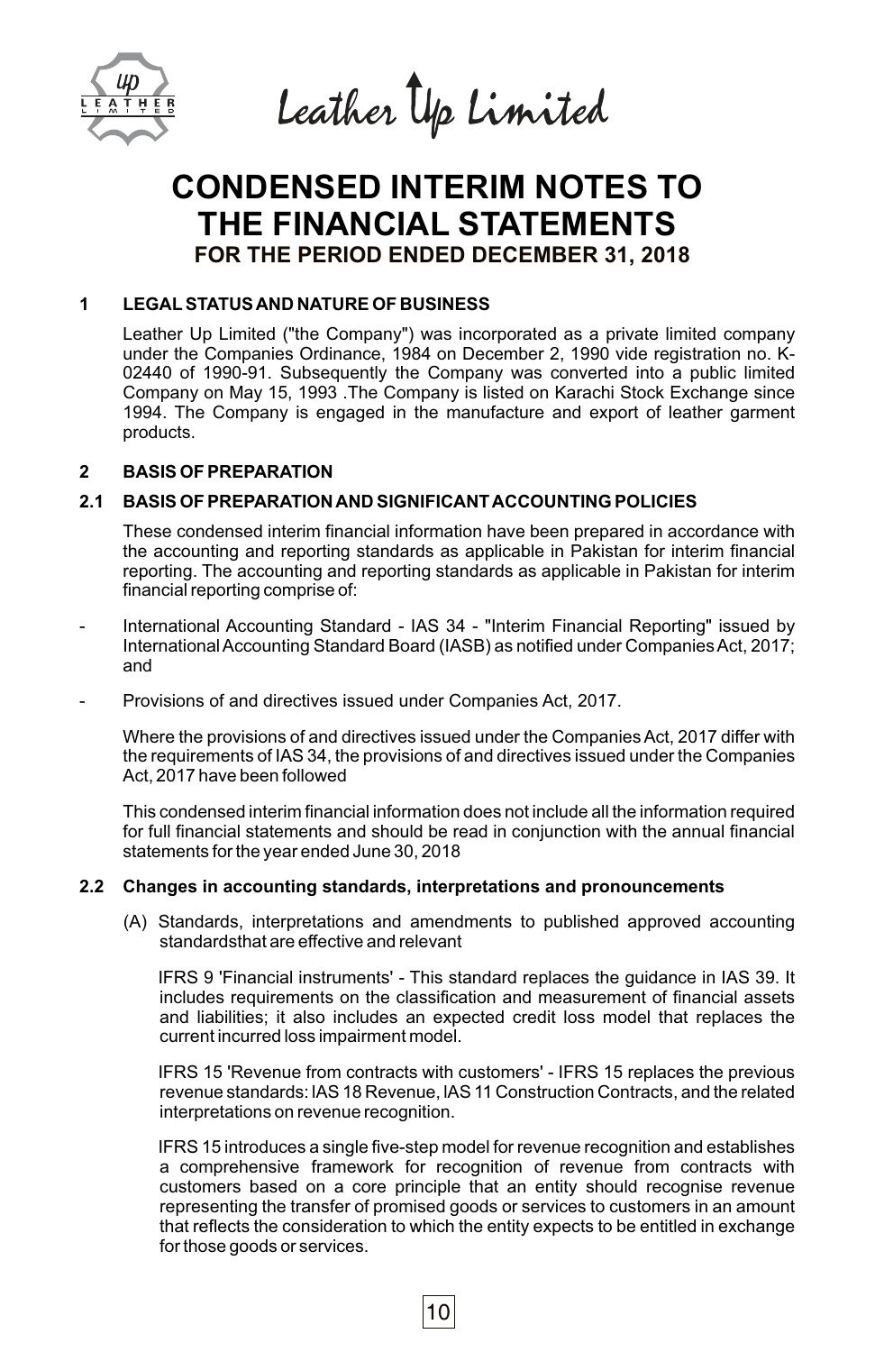Leather Up Limited

# CONDENSED INTERIM NOTES TO THE FINANCIAL STATEMENTS
## FOR THE PERIOD ENDED DECEMBER 31, 2018

### 1 LEGAL STATUS AND NATURE OF BUSINESS

Leather Up Limited ("the Company") was incorporated as a private limited company under the Companies Ordinance, 1984 on December 2, 1990 vide registration no. K-02440 of 1990-91. Subsequently the Company was converted into a public limited Company on May 15, 1993 .The Company is listed on Karachi Stock Exchange since 1994. The Company is engaged in the manufacture and export of leather garment products.

### 2 BASIS OF PREPARATION

### 2.1 BASIS OF PREPARATION AND SIGNIFICANT ACCOUNTING POLICIES

These condensed interim financial information have been prepared in accordance with the accounting and reporting standards as applicable in Pakistan for interim financial reporting. The accounting and reporting standards as applicable in Pakistan for interim financial reporting comprise of:

- International Accounting Standard - IAS 34 - "Interim Financial Reporting" issued by International Accounting Standard Board (IASB) as notified under Companies Act, 2017; and
- Provisions of and directives issued under Companies Act, 2017.

Where the provisions of and directives issued under the Companies Act, 2017 differ with the requirements of IAS 34, the provisions of and directives issued under the Companies Act, 2017 have been followed

This condensed interim financial information does not include all the information required for full financial statements and should be read in conjunction with the annual financial statements for the year ended June 30, 2018

### 2.2 Changes in accounting standards, interpretations and pronouncements

(A) Standards, interpretations and amendments to published approved accounting standardsthat are effective and relevant

IFRS 9 'Financial instruments' - This standard replaces the guidance in IAS 39. It includes requirements on the classification and measurement of financial assets and liabilities; it also includes an expected credit loss model that replaces the current incurred loss impairment model.

IFRS 15 'Revenue from contracts with customers' - IFRS 15 replaces the previous revenue standards: IAS 18 Revenue, IAS 11 Construction Contracts, and the related interpretations on revenue recognition.

IFRS 15 introduces a single five-step model for revenue recognition and establishes a comprehensive framework for recognition of revenue from contracts with customers based on a core principle that an entity should recognise revenue representing the transfer of promised goods or services to customers in an amount that reflects the consideration to which the entity expects to be entitled in exchange for those goods or services.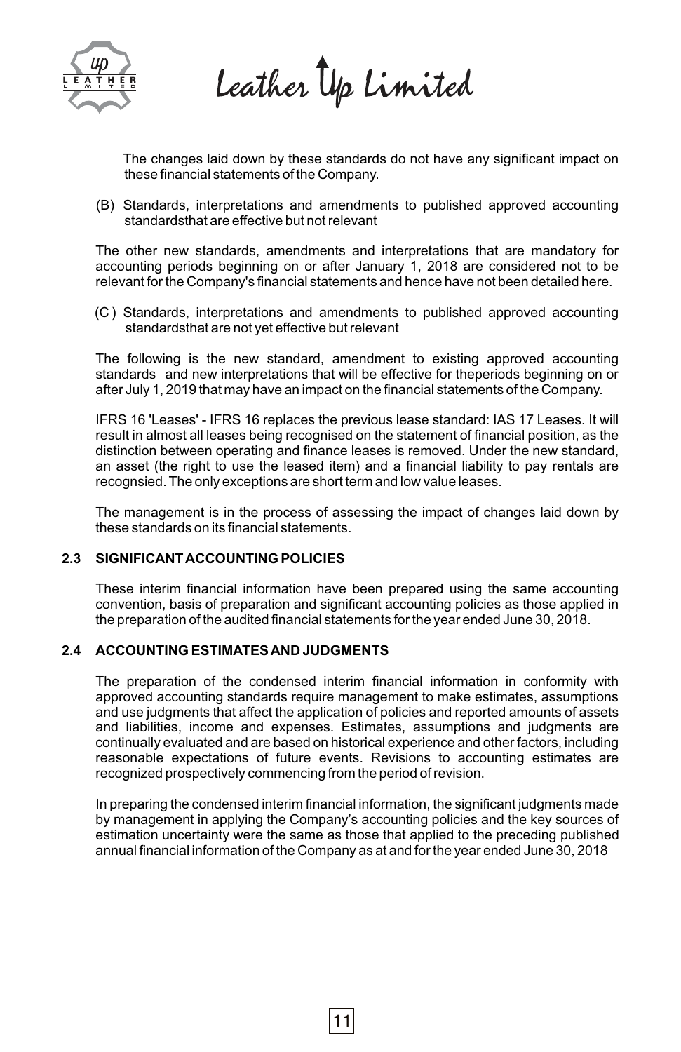The changes laid down by these standards do not have any significant impact on these financial statements of the Company.

(B) Standards, interpretations and amendments to published approved accounting standardsthat are effective but not relevant

The other new standards, amendments and interpretations that are mandatory for accounting periods beginning on or after January 1, 2018 are considered not to be relevant for the Company's financial statements and hence have not been detailed here.

(C ) Standards, interpretations and amendments to published approved accounting standardsthat are not yet effective but relevant

The following is the new standard, amendment to existing approved accounting standards and new interpretations that will be effective for theperiods beginning on or after July 1, 2019 that may have an impact on the financial statements of the Company.

IFRS 16 'Leases' - IFRS 16 replaces the previous lease standard: IAS 17 Leases. It will result in almost all leases being recognised on the statement of financial position, as the distinction between operating and finance leases is removed. Under the new standard, an asset (the right to use the leased item) and a financial liability to pay rentals are recognsied. The only exceptions are short term and low value leases.

The management is in the process of assessing the impact of changes laid down by these standards on its financial statements.

## 2.3 SIGNIFICANT ACCOUNTING POLICIES

These interim financial information have been prepared using the same accounting convention, basis of preparation and significant accounting policies as those applied in the preparation of the audited financial statements for the year ended June 30, 2018.

## 2.4 ACCOUNTING ESTIMATES AND JUDGMENTS

The preparation of the condensed interim financial information in conformity with approved accounting standards require management to make estimates, assumptions and use judgments that affect the application of policies and reported amounts of assets and liabilities, income and expenses. Estimates, assumptions and judgments are continually evaluated and are based on historical experience and other factors, including reasonable expectations of future events. Revisions to accounting estimates are recognized prospectively commencing from the period of revision.

In preparing the condensed interim financial information, the significant judgments made by management in applying the Company's accounting policies and the key sources of estimation uncertainty were the same as those that applied to the preceding published annual financial information of the Company as at and for the year ended June 30, 2018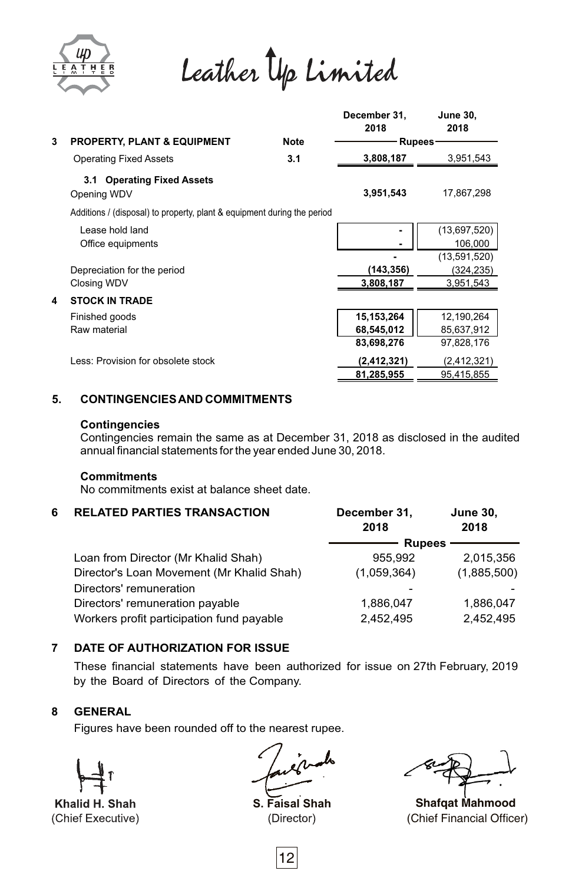# Leather Up Limited

| | | Note | December 31, 2018 | June 30, 2018 |
|---|---|---|---|---|
| **3** | **PROPERTY, PLANT & EQUIPMENT** | | Rupees | |
| | Operating Fixed Assets | **3.1** | **3,808,187** | 3,951,543 |
| | **3.1 Operating Fixed Assets** | | | |
| | Opening WDV | | **3,951,543** | 17,867,298 |
| | Additions / (disposal) to property, plant & equipment during the period | | | |
| | Lease hold land | | **-** | (13,697,520) |
| | Office equipments | | **-** | 106,000 |
| | | | **-** | (13,591,520) |
| | Depreciation for the period | | **(143,356)** | (324,235) |
| | Closing WDV | | **3,808,187** | 3,951,543 |
| **4** | **STOCK IN TRADE** | | | |
| | Finished goods | | **15,153,264** | 12,190,264 |
| | Raw material | | **68,545,012** | 85,637,912 |
| | | | **83,698,276** | 97,828,176 |
| | Less: Provision for obsolete stock | | **(2,412,321)** | (2,412,321) |
| | | | **81,285,955** | 95,415,855 |

## 5. CONTINGENCIES AND COMMITMENTS

**Contingencies**

Contingencies remain the same as at December 31, 2018 as disclosed in the audited annual financial statements for the year ended June 30, 2018.

**Commitments**

No commitments exist at balance sheet date.

## 6 RELATED PARTIES TRANSACTION

| | December 31, 2018 | June 30, 2018 |
|---|---|---|
| | Rupees | |
| Loan from Director (Mr Khalid Shah) | 955,992 | 2,015,356 |
| Director's Loan Movement (Mr Khalid Shah) | (1,059,364) | (1,885,500) |
| Directors' remuneration | - | - |
| Directors' remuneration payable | 1,886,047 | 1,886,047 |
| Workers profit participation fund payable | 2,452,495 | 2,452,495 |

## 7 DATE OF AUTHORIZATION FOR ISSUE

These financial statements have been authorized for issue on 27th February, 2019 by the Board of Directors of the Company.

## 8 GENERAL

Figures have been rounded off to the nearest rupee.

| **Khalid H. Shah** | **S. Faisal Shah** | **Shafqat Mahmood** |
|---|---|---|
| (Chief Executive) | (Director) | (Chief Financial Officer) |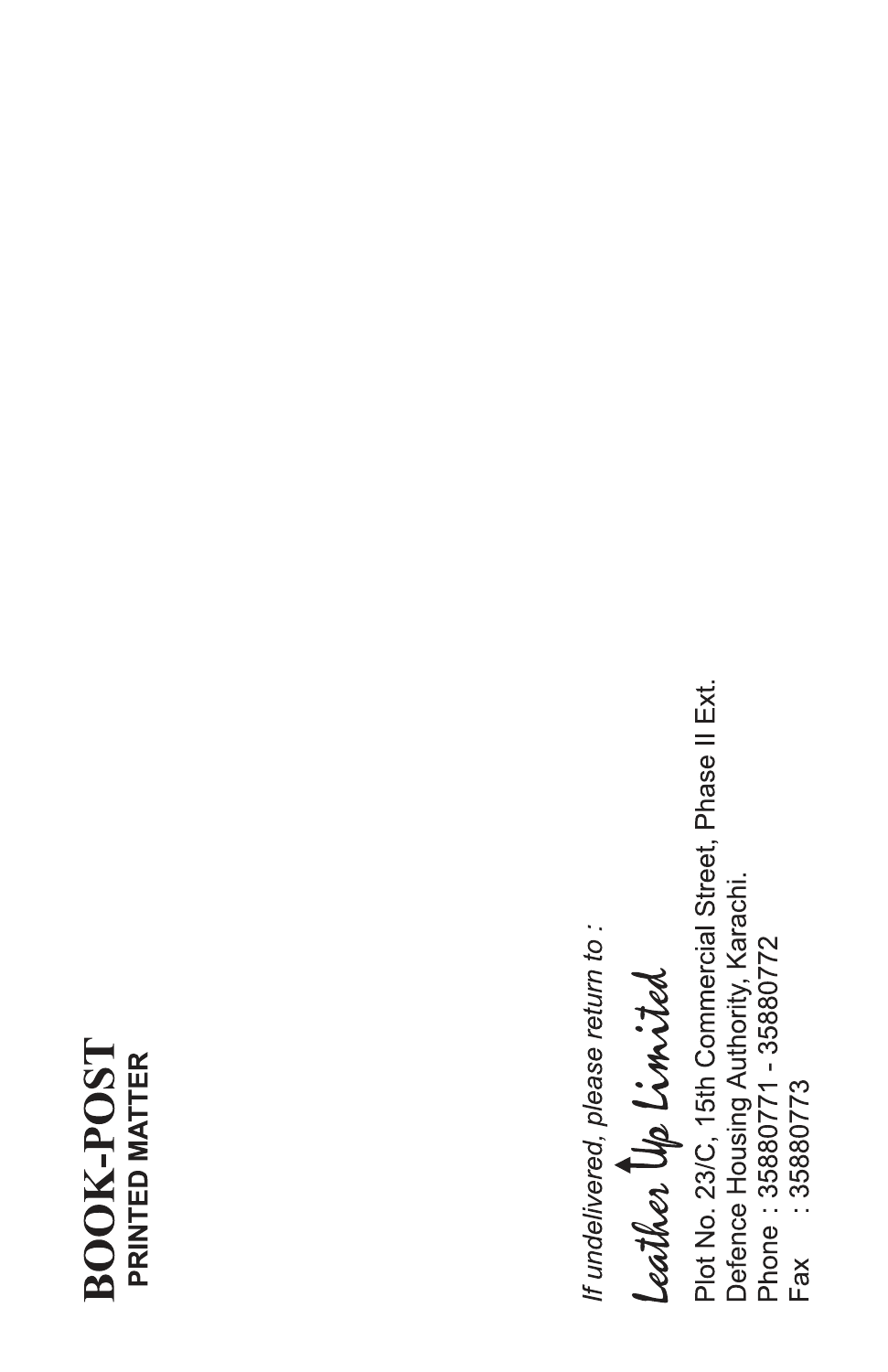**BOOK-POST**
**PRINTED MATTER**

*If undelivered, please return to :*

Leather Up Limited

Plot No. 23/C, 15th Commercial Street, Phase II Ext.
Defence Housing Authority, Karachi.
Phone : 35880771 - 35880772
Fax : 35880773